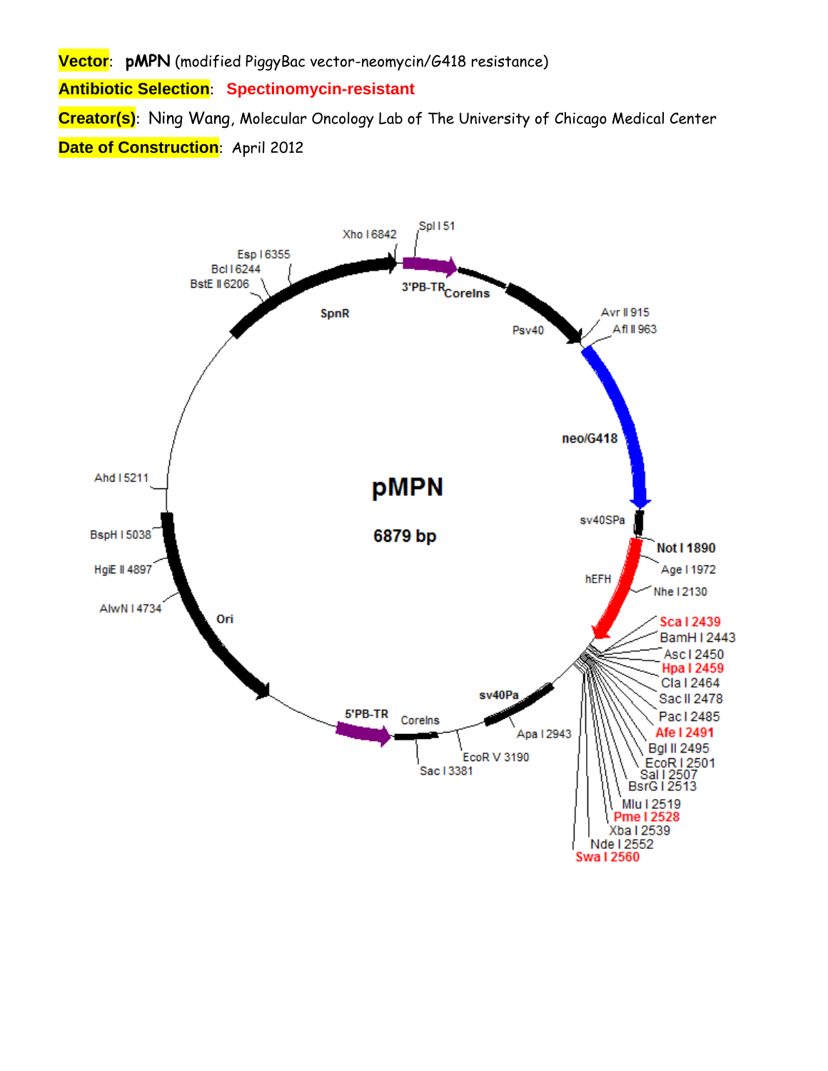**Vector**: **pMPN** (modified PiggyBac vector-neomycin/G418 resistance)

**Antibiotic Selection**: **Spectinomycin-resistant**

**Creator(s)**: Ning Wang, Molecular Oncology Lab of The University of Chicago Medical Center

**Date of Construction**: April 2012

**pMPN**

**6879 bp**

SpI I 51, 3'PB-TR, CoreIns, Psv40, Avr II 915, Afl II 963, neo/G418, sv40SPa, Not I 1890, Age I 1972, hEFH, Nhe I 2130, Sca I 2439, BamH I 2443, Asc I 2450, Hpa I 2459, Cla I 2464, Sac II 2478, Pac I 2485, Afe I 2491, Bgl II 2495, EcoR I 2501, Sal I 2507, BsrG I 2513, Mlu I 2519, Pme I 2528, Xba I 2539, Nde I 2552, Swa I 2560, sv40Pa, Apa I 2943, EcoR V 3190, CoreIns, Sac I 3381, 5'PB-TR, Ori, AlwN I 4734, HgiE II 4897, BspH I 5038, Ahd I 5211, SpnR, BstE II 6206, Bcl I 6244, Esp I 6355, Xho I 6842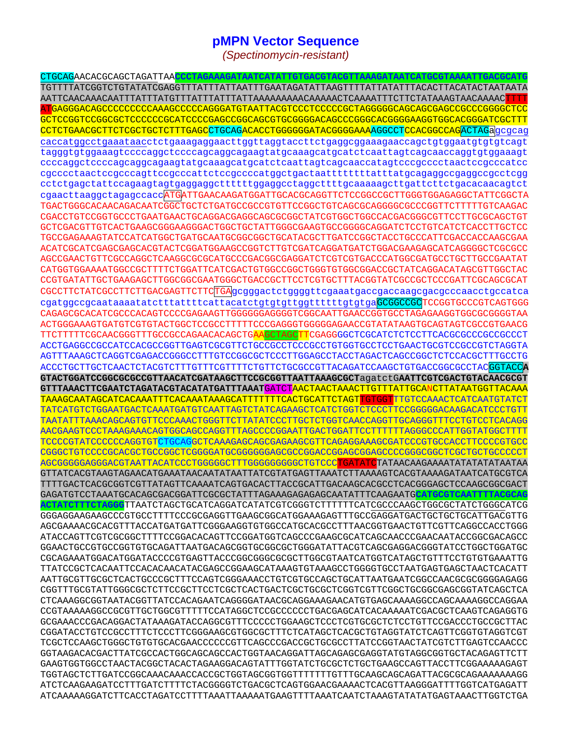# pMPN Vector Sequence

*(Spectinomycin-resistant)*

```
CTGCAGAACACGCAGCTAGATTAACCCTAGAAAGATAATCATATTGTGACGTACGTTAAAGATAATCATGCGTAAAATTGACGCATG
TGTTTTATCGGTCTGTATATCGAGGTTTATTTATTAATTTGAATAGATATTAAGTTTTATTATATTTACACTTACATACTAATAATA
AATTCAACAAACAATTTATTTATGTTTATTTATTTATTAAAAAAAAACAAAAACTCAAAATTTCTTCTATAAAGTAACAAAACTTTT
ATGAGGGACAGCCCCCCCCCAAAGCCCCCAGGGATGTAATTACGTCCCTCCCCCGCTAGGGGGCAGCAGCGAGCCGCCCGGGGCTCC
GCTCCGGTCCGGCGCTCCCCCCGCATCCCCGAGCCGGCAGCGTGCGGGGACAGCCCGGGCACGGGGAAGGTGGCACGGGATCGCTTT
CCTCTGAACGCTTCTCGCTGCTCTTTGAGCCTGCAGACACCTGGGGGGATACGGGGAAAAGGCCTCCACGGCCAGACTAGAgcgcag
caccatggcctgaaataacctctgaaagaggaacttggttaggtaccttctgaggcggaaagaaccagctgtggaatgtgtgtcagt
tagggtgtggaaagtccccaggctccccagcaggcagaagtatgcaaagcatgcatctcaattagtcagcaaccaggtgtggaaagt
ccccaggctccccagcaggcagaagtatgcaaagcatgcatctcaattagtcagcaaccatagtcccgcccctaactccgcccatcc
cgcccctaactccgcccagttccgcccattctccgccccatggctgactaattttttttatttatgcagaggccgaggccgcctcgg
cctctgagctattccagaagtagtgaggaggcttttttggaggcctaggcttttgcaaaaagcttgattcttctgacacaacagtct
cgaacttaaggctagagccaccATGATTGAACAAGATGGATTGCACGCAGGTTCTCCGGCCGCTTGGGTGGAGAGGCTATTCGGCTA
TGACTGGGCACAACAGACAATCGGCTGCTCTGATGCCGCCGTGTTCCGGCTGTCAGCGCAGGGGCGCCCGGTTCTTTTTGTCAAGAC
CGACCTGTCCGGTGCCCTGAATGAACTGCAGGACGAGGCAGCGCGGCTATCGTGGCTGGCCACGACGGGCGTTCCTTGCGCAGCTGT
GCTCGACGTTGTCACTGAAGCGGGAAGGGACTGGCTGCTATTGGGCGAAGTGCCGGGGCAGGATCTCCTGTCATCTCACCTTGCTCC
TGCCGAGAAAGTATCCATCATGGCTGATGCAATGCGGCGGCTGCATACGCTTGATCCGGCTACCTGCCCATTCGACCACCAAGCGAA
ACATCGCATCGAGCGAGCACGTACTCGGATGGAAGCCGGTCTTGTCGATCAGGATGATCTGGACGAAGAGCATCAGGGGCTCGCGCC
AGCCGAACTGTTCGCCAGGCTCAAGGCGCGCATGCCCGACGGCGAGGATCTCGTCGTGACCCATGGCGATGCCTGCTTGCCGAATAT
CATGGTGGAAAATGGCCGCTTTTCTGGATTCATCGACTGTGGCCGGCTGGGTGTGGCGGACCGCTATCAGGACATAGCGTTGGCTAC
CCGTGATATTGCTGAAGAGCTTGGCGGCGAATGGGCTGACCGCTTCCTCGTGCTTTACGGTATCGCCGCTCCCGATTCGCAGCGCAT
CGCCTTCTATCGCCTTCTTGACGAGTTCTTCTGAgcgggactctggggttcgaaatgaccgaccaagcgacgcccaacctgccatca
cgatggccgcaataaaatatctttattttcattacatctgtgtgttggttttttgtgtgaGCGGCCGCTCCGGTGCCCGTCAGTGGG
CAGAGCGCACATCGCCCACAGTCCCCGAGAAGTTGGGGGGAGGGGTCGGCAATTGAACCGGTGCCTAGAGAAGGTGGCGCGGGGTAA
ACTGGGAAAGTGATGTCGTGTACTGGCTCCGCCTTTTTCCCGAGGGTGGGGGAGAACCGTATATAAGTGCAGTAGTCGCCGTGAACG
TTCTTTTTCGCAACGGGTTTGCCGCCAGAACACAGCTGAAGCTAGCTTCGAGGGGCTCGCATCTCTCCTTCACGCGCCCGCCGCCCT
ACCTGAGGCCGCCATCCACGCCGGTTGAGTCGCGTTCTGCCGCCTCCCGCCTGTGGTGCCTCCTGAACTGCGTCCGCCGTCTAGGTA
AGTTTAAAGCTCAGGTCGAGACCGGGCCTTTGTCCGGCGCTCCCTTGGAGCCTACCTAGACTCAGCCGGCTCTCCACGCTTTGCCTG
ACCCTGCTTGCTCAACTCTACGTCTTTGTTTCGTTTTCTGTTCTGCGCCGTTACAGATCCAAGCTGTGACCGGCGCCTACGGTACCA
GTACTGGATCCGGCGCGCCGTTAACATCGATAAGCTTCCGCGGTTAATTAAAGCGCTagatctGAATTCGTCGACTGTACAACGCGT
GTTTAAACTTCGAATCTAGATACGTACATATGATTTAAATGATCTAACTAACTAAACTTGTTTATTGCANCTTATAATGGTTACAAA
TAAAGCAATAGCATCACAAATTTCACAAATAAAGCATTTTTTTCACTGCATTCTAGTTGTGGTTTGTCCAAACTCATCAATGTATCT
TATCATGTCTGGAATGACTCAAATGATGTCAATTAGTCTATCAGAAGCTCATCTGGTCTCCCTTCCGGGGGACAAGACATCCCTGTT
TAATATTTAAACAGCAGTGTTCCCAAACTGGGTTCTTATATCCCTTGCTCTGGTCAACCAGGTTGCAGGGTTTCCTGTCCTCACAGG
AACGAAGTCCCTAAAGAAACAGTGGCAGCCAGGTTTAGCCCCGGAATTGACTGGATTCCTTTTTTAGGGCCCATTGGTATGGCTTTT
TCCCCGTATCCCCCCAGGTGTCTGCAGGCTCAAAGAGCAGCGAGAAGCGTTCAGAGGAAAGCGATCCCGTGCCACCTTCCCCGTGCC
CGGGCTGTCCCCGCACGCTGCCGGCTCGGGGATGCGGGGGGAGCGCCGGACCGGAGCGGAGCCCCGGGCGGCTCGCTGCTGCCCCCT
AGCGGGGGAGGGACGTAATTACATCCCTGGGGGCTTTGGGGGGGGGCTGTCCCTGATATCTATAACAAGAAAATATATATATAATAA
GTTATCACGTAAGTAGAACATGAAATAACAATATAATTATCGTATGAGTTAAATCTTAAAAGTCACGTAAAAGATAATCATGCGTCA
TTTTGACTCACGCGGTCGTTATAGTTCAAAATCAGTGACACTTACCGCATTGACAAGCACGCCTCACGGGAGCTCCAAGCGGCGACT
GAGATGTCCTAAATGCACAGCGACGGATTCGCGCTATTTAGAAAGAGAGAGCAATATTTCAAGAATGCATGCGTCAATTTTACGCAG
ACTATCTTTCTAGGGTTAATCTAGCTGCATCAGGATCATATCGTCGGGTCTTTTTTCATCGCCCAAGCTGGCGCTATCTGGGCATCG
GGGAGGAAGAAGCCCGTGCCTTTTCCCGCGAGGTTGAAGCGGCATGGAAAGAGTTTGCCGAGGATGACTGCTGCTGCATTGACGTTG
AGCGAAAACGCACGTTTACCATGATGATTCGGGAAGGTGTGGCCATGCACGCCTTTAACGGTGAACTGTTCGTTCAGGCCACCTGGG
ATACCAGTTCGTCGCGGCTTTTCCGGACACAGTTCCGGATGGTCAGCCCGAAGCGCATCAGCAACCCGAACAATACCGGCGACAGCC
GGAACTGCCGTGCCGGTGTGCAGATTAATGACAGCGGTGCGGCGCTGGGATATTACGTCAGCGAGGACGGGTATCCTGGCTGGATGC
CGCAGAAATGGACATGGATACCCCGTGAGTTACCCGGCGGGCGCGCTTGGCGTAATCATGGTCATAGCTGTTTCCTGTGTGAAATTG
TTATCCGCTCACAATTCCACACAACATACGAGCCGGAAGCATAAAGTGTAAAGCCTGGGGTGCCTAATGAGTGAGCTAACTCACATT
AATTGCGTTGCGCTCACTGCCCGCTTTCCAGTCGGGAAACCTGTCGTGCCAGCTGCATTAATGAATCGGCCAACGCGCGGGGAGAGG
CGGTTTGCGTATTGGGCGCTCTTCCGCTTCCTCGCTCACTGACTCGCTGCGCTCGGTCGTTCGGCTGCGGCGAGCGGTATCAGCTCA
CTCAAAGGCGGTAATACGGTTATCCACAGAATCAGGGGATAACGCAGGAAAGAACATGTGAGCAAAAGGCCAGCAAAAGGCCAGGAA
CCGTAAAAAGGCCGCGTTGCTGGCGTTTTTCCATAGGCTCCGCCCCCCTGACGAGCATCACAAAAATCGACGCTCAAGTCAGAGGTG
GCGAAACCCGACAGGACTATAAAGATACCAGGCGTTTCCCCCTGGAAGCTCCCTCGTGCGCTCTCCTGTTCCGACCCTGCCGCTTAC
CGGATACCTGTCCGCCTTTCTCCCTTCGGGAAGCGTGGCGCTTTCTCATAGCTCACGCTGTAGGTATCTCAGTTCGGTGTAGGTCGT
TCGCTCCAAGCTGGGCTGTGTGCACGAACCCCCCGTTCAGCCCGACCGCTGCGCCTTATCCGGTAACTATCGTCTTGAGTCCAACCC
GGTAAGACACGACTTATCGCCACTGGCAGCAGCCACTGGTAACAGGATTAGCAGAGCGAGGTATGTAGGCGGTGCTACAGAGTTCTT
GAAGTGGTGGCCTAACTACGGCTACACTAGAAGGACAGTATTTGGTATCTGCGCTCTGCTGAAGCCAGTTACCTTCGGAAAAAGAGT
TGGTAGCTCTTGATCCGGCAAACAAACCACCGCTGGTAGCGGTGGTTTTTTTGTTTGCAAGCAGCAGATTACGCGCAGAAAAAAAGG
ATCTCAAGAAGATCCTTTGATCTTTTCTACGGGGTCTGACGCTCAGTGGAACGAAAACTCACGTTAAGGGATTTTGGTCATGAGATT
ATCAAAAAGGATCTTCACCTAGATCCTTTTAAATTAAAAATGAAGTTTTAAATCAATCTAAAGTATATATGAGTAAACTTGGTCTGA
```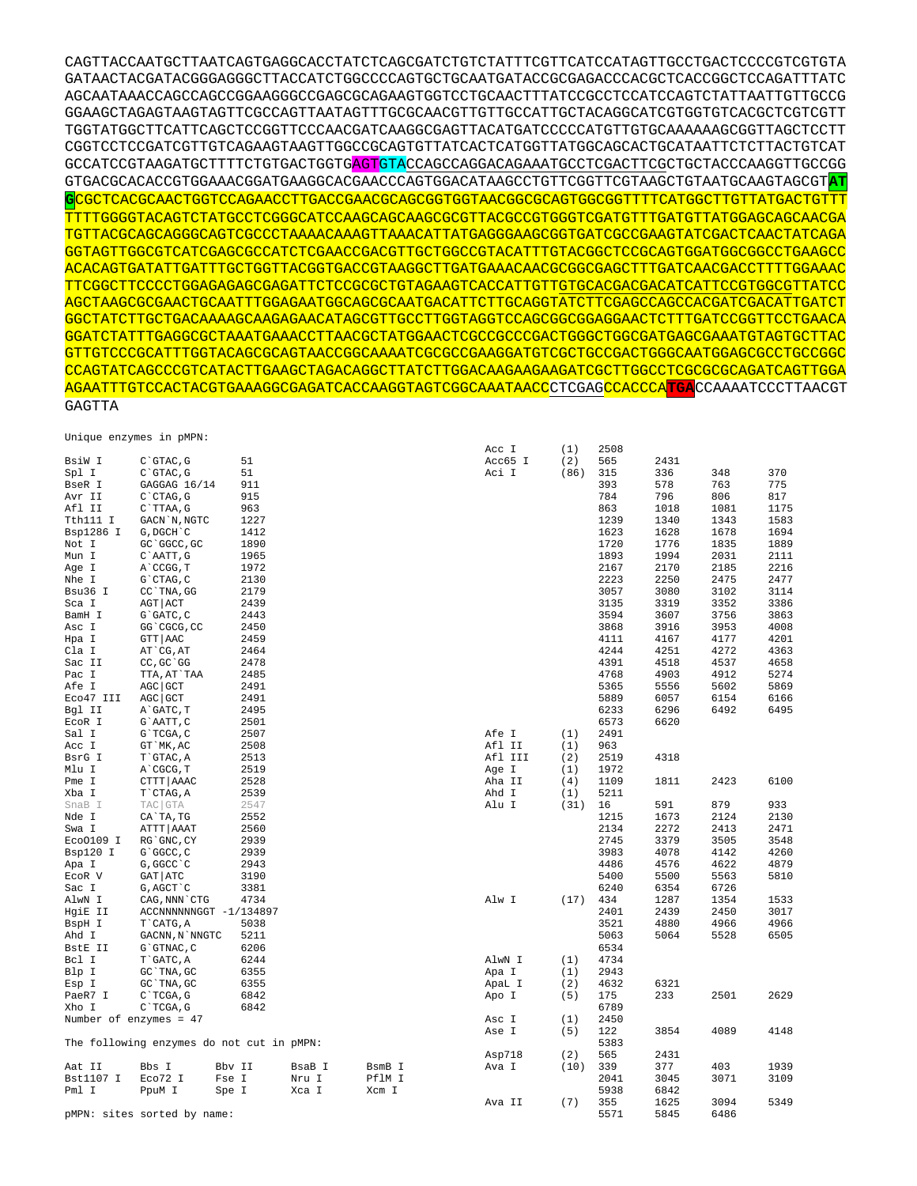```
CAGTTACCAATGCTTAATCAGTGAGGCACCTATCTCAGCGATCTGTCTATTTCGTTCATCCATAGTTGCCTGACTCCCCGTCGTGTA
GATAACTACGATACGGGAGGGCTTACCATCTGGCCCCAGTGCTGCAATGATACCGCGAGACCCACGCTCACCGGCTCCAGATTTATC
AGCAATAAACCAGCCAGCCGGAAGGGCCGAGCGCAGAAGTGGTCCTGCAACTTTATCCGCCTCCATCCAGTCTATTAATTGTTGCCG
GGAAGCTAGAGTAAGTAGTTCGCCAGTTAATAGTTTGCGCAACGTTGTTGCCATTGCTACAGGCATCGTGGTGTCACGCTCGTCGTT
TGGTATGGCTTCATTCAGCTCCGGTTCCCAACGATCAAGGCGAGTTACATGATCCCCCATGTTGTGCAAAAAAGCGGTTAGCTCCTT
CGGTCCTCCGATCGTTGTCAGAAGTAAGTTGGCCGCAGTGTTATCACTCATGGTTATGGCAGCACTGCATAATTCTCTTACTGTCAT
GCCATCCGTAAGATGCTTTTCTGTGACTGGTGAGTGTACCAGCCAGGACAGAAATGCCTCGACTTCGCTGCTACCCAAGGTTGCCGG
GTGACGCACACCGTGGAAACGGATGAAGGCACGAACCCAGTGGACATAAGCCTGTTCGGTTCGTAAGCTGTAATGCAAGTAGCGTAT
GCGCTCACGCAACTGGTCCAGAACCTTGACCGAACGCAGCGGTGGTAACGGCGCAGTGGCGGTTTTCATGGCTTGTTATGACTGTTT
TTTTGGGGTACAGTCTATGCCTCGGGCATCCAAGCAGCAAGCGCGTTACGCCGTGGGTCGATGTTTGATGTTATGGAGCAGCAACGA
TGTTACGCAGCAGGGCAGTCGCCCTAAAACAAAGTTAAACATTATGAGGGAAGCGGTGATCGCCGAAGTATCGACTCAACTATCAGA
GGTAGTTGGCGTCATCGAGCGCCATCTCGAACCGACGTTGCTGGCCGTACATTTGTACGGCTCCGCAGTGGATGGCGGCCTGAAGCC
ACACAGTGATATTGATTTGCTGGTTACGGTGACCGTAAGGCTTGATGAAACAACGCGGCGAGCTTTGATCAACGACCTTTTGGAAAC
TTCGGCTTCCCCTGGAGAGAGCGAGATTCTCCGCGCTGTAGAAGTCACCATTGTTGTGCACGACGACATCATTCCGTGGCGTTATCC
AGCTAAGCGCGAACTGCAATTTGGAGAATGGCAGCGCAATGACATTCTTGCAGGTATCTTCGAGCCAGCCACGATCGACATTGATCT
GGCTATCTTGCTGACAAAAGCAAGAGAACATAGCGTTGCCTTGGTAGGTCCAGCGGCGGAGGAACTCTTTGATCCGGTTCCTGAACA
GGATCTATTTGAGGCGCTAAATGAAACCTTAACGCTATGGAACTCGCCGCCCGACTGGGCTGGCGATGAGCGAAATGTAGTGCTTAC
GTTGTCCCGCATTTGGTACAGCGCAGTAACCGGCAAAATCGCGCCGAAGGATGTCGCTGCCGACTGGGCAATGGAGCGCCTGCCGGC
CCAGTATCAGCCCGTCATACTTGAAGCTAGACAGGCTTATCTTGGACAAGAAGAAGATCGCTTGGCCTCGCGCGCAGATCAGTTGGA
AGAATTTGTCCACTACGTGAAAGGCGAGATCACCAAGGTAGTCGGCAAATAACCCTCGAGCCACCCATGACCAAAATCCCTTAACGT
GAGTTA
```

Unique enzymes in pMPN:

| Enzyme | Site | Position |
|---|---|---|
| BsiW I | C`GTAC,G | 51 |
| Spl I | C`GTAC,G | 51 |
| BseR I | GAGGAG 16/14 | 911 |
| Avr II | C`CTAG,G | 915 |
| Afl II | C`TTAA,G | 963 |
| Tth111 I | GACN`N,NGTC | 1227 |
| Bsp1286 I | G,DGCH`C | 1412 |
| Not I | GC`GGCC,GC | 1890 |
| Mun I | C`AATT,G | 1965 |
| Age I | A`CCGG,T | 1972 |
| Nhe I | G`CTAG,C | 2130 |
| Bsu36 I | CC`TNA,GG | 2179 |
| Sca I | AGT\|ACT | 2439 |
| BamH I | G`GATC,C | 2443 |
| Asc I | GG`CGCG,CC | 2450 |
| Hpa I | GTT\|AAC | 2459 |
| Cla I | AT`CG,AT | 2464 |
| Sac II | CC,GC`GG | 2478 |
| Pac I | TTA,AT`TAA | 2485 |
| Afe I | AGC\|GCT | 2491 |
| Eco47 III | AGC\|GCT | 2491 |
| Bgl II | A`GATC,T | 2495 |
| EcoR I | G`AATT,C | 2501 |
| Sal I | G`TCGA,C | 2507 |
| Acc I | GT`MK,AC | 2508 |
| BsrG I | T`GTAC,A | 2513 |
| Mlu I | A`CGCG,T | 2519 |
| Pme I | CTTT\|AAAC | 2528 |
| Xba I | T`CTAG,A | 2539 |
| SnaB I | TAC\|GTA | 2547 |
| Nde I | CA`TA,TG | 2552 |
| Swa I | ATTT\|AAAT | 2560 |
| Eco0109 I | RG`GNC,CY | 2939 |
| Bsp120 I | G`GGCC,C | 2939 |
| Apa I | G,GGCC`C | 2943 |
| EcoR V | GAT\|ATC | 3190 |
| Sac I | G,AGCT`C | 3381 |
| AlwN I | CAG,NNN`CTG | 4734 |
| HgiE II | ACCNNNNNNGGT -1/134897 | |
| BspH I | T`CATG,A | 5038 |
| Ahd I | GACNN,N`NNGTC | 5211 |
| BstE II | G`GTNAC,C | 6206 |
| Bcl I | T`GATC,A | 6244 |
| Blp I | GC`TNA,GC | 6355 |
| Esp I | GC`TNA,GC | 6355 |
| PaeR7 I | C`TCGA,G | 6842 |
| Xho I | C`TCGA,G | 6842 |

Number of enzymes = 47

The following enzymes do not cut in pMPN:

| | | | | |
|---|---|---|---|---|
| Aat II | Bbs I | Bbv II | BsaB I | BsmB I |
| Bst1107 I | Eco72 I | Fse I | Nru I | PflM I |
| Pml I | PpuM I | Spe I | Xca I | Xcm I |

pMPN: sites sorted by name:

| Enzyme | Count | Positions | | | |
|---|---|---|---|---|---|
| Acc I | (1) | 2508 | | | |
| Acc65 I | (2) | 565 | 2431 | | |
| Aci I | (86) | 315 | 336 | 348 | 370 |
| | | 393 | 578 | 763 | 775 |
| | | 784 | 796 | 806 | 817 |
| | | 863 | 1018 | 1081 | 1175 |
| | | 1239 | 1340 | 1343 | 1583 |
| | | 1623 | 1628 | 1678 | 1694 |
| | | 1720 | 1776 | 1835 | 1889 |
| | | 1893 | 1994 | 2031 | 2111 |
| | | 2167 | 2170 | 2185 | 2216 |
| | | 2223 | 2250 | 2475 | 2477 |
| | | 3057 | 3080 | 3102 | 3114 |
| | | 3135 | 3319 | 3352 | 3386 |
| | | 3594 | 3607 | 3756 | 3863 |
| | | 3868 | 3916 | 3953 | 4008 |
| | | 4111 | 4167 | 4177 | 4201 |
| | | 4244 | 4251 | 4272 | 4363 |
| | | 4391 | 4518 | 4537 | 4658 |
| | | 4768 | 4903 | 4912 | 5274 |
| | | 5365 | 5556 | 5602 | 5869 |
| | | 5889 | 6057 | 6154 | 6166 |
| | | 6233 | 6296 | 6492 | 6495 |
| | | 6573 | 6620 | | |
| Afe I | (1) | 2491 | | | |
| Afl II | (1) | 963 | | | |
| Afl III | (2) | 2519 | 4318 | | |
| Age I | (1) | 1972 | | | |
| Aha II | (4) | 1109 | 1811 | 2423 | 6100 |
| Ahd I | (1) | 5211 | | | |
| Alu I | (31) | 16 | 591 | 879 | 933 |
| | | 1215 | 1673 | 2124 | 2130 |
| | | 2134 | 2272 | 2413 | 2471 |
| | | 2745 | 3379 | 3505 | 3548 |
| | | 3983 | 4078 | 4142 | 4260 |
| | | 4486 | 4576 | 4622 | 4879 |
| | | 5400 | 5500 | 5563 | 5810 |
| | | 6240 | 6354 | 6726 | |
| Alw I | (17) | 434 | 1287 | 1354 | 1533 |
| | | 2401 | 2439 | 2450 | 3017 |
| | | 3521 | 4880 | 4966 | 4966 |
| | | 5063 | 5064 | 5528 | 6505 |
| | | 6534 | | | |
| AlwN I | (1) | 4734 | | | |
| Apa I | (1) | 2943 | | | |
| ApaL I | (2) | 4632 | 6321 | | |
| Apo I | (5) | 175 | 233 | 2501 | 2629 |
| | | 6789 | | | |
| Asc I | (1) | 2450 | | | |
| Ase I | (5) | 122 | 3854 | 4089 | 4148 |
| | | 5383 | | | |
| Asp718 | (2) | 565 | 2431 | | |
| Ava I | (10) | 339 | 377 | 403 | 1939 |
| | | 2041 | 3045 | 3071 | 3109 |
| | | 5938 | 6842 | | |
| Ava II | (7) | 355 | 1625 | 3094 | 5349 |
| | | 5571 | 5845 | 6486 | |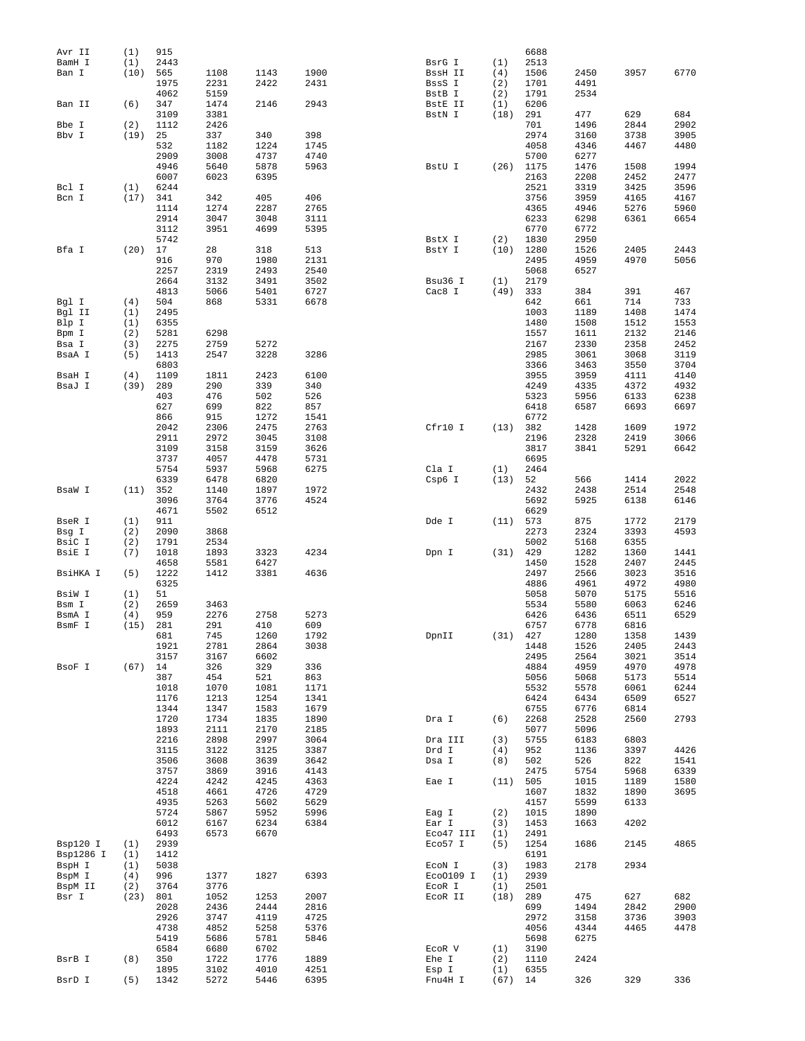```
Avr II     (1)   915
BamH I     (1)   2443
Ban I      (10)  565     1108    1143    1900
                 1975    2231    2422    2431
                 4062    5159
Ban II     (6)   347     1474    2146    2943
                 3109    3381
Bbe I      (2)   1112    2426
Bbv I      (19)  25      337     340     398
                 532     1182    1224    1745
                 2909    3008    4737    4740
                 4946    5640    5878    5963
                 6007    6023    6395
Bcl I      (1)   6244
Bcn I      (17)  341     342     405     406
                 1114    1274    2287    2765
                 2914    3047    3048    3111
                 3112    3951    4699    5395
                 5742
Bfa I      (20)  17      28      318     513
                 916     970     1980    2131
                 2257    2319    2493    2540
                 2664    3132    3491    3502
                 4813    5066    5401    6727
Bgl I      (4)   504     868     5331    6678
Bgl II     (1)   2495
Blp I      (1)   6355
Bpm I      (2)   5281    6298
Bsa I      (3)   2275    2759    5272
BsaA I     (5)   1413    2547    3228    3286
                 6803
BsaH I     (4)   1109    1811    2423    6100
BsaJ I     (39)  289     290     339     340
                 403     476     502     526
                 627     699     822     857
                 866     915     1272    1541
                 2042    2306    2475    2763
                 2911    2972    3045    3108
                 3109    3158    3159    3626
                 3737    4057    4478    5731
                 5754    5937    5968    6275
                 6339    6478    6820
BsaW I     (11)  352     1140    1897    1972
                 3096    3764    3776    4524
                 4671    5502    6512
BseR I     (1)   911
Bsg I      (2)   2090    3868
BsiC I     (2)   1791    2534
BsiE I     (7)   1018    1893    3323    4234
                 4658    5581    6427
BsiHKA I   (5)   1222    1412    3381    4636
                 6325
BsiW I     (1)   51
Bsm I      (2)   2659    3463
BsmA I     (4)   959     2276    2758    5273
BsmF I     (15)  281     291     410     609
                 681     745     1260    1792
                 1921    2781    2864    3038
                 3157    3167    6602
BsoF I     (67)  14      326     329     336
                 387     454     521     863
                 1018    1070    1081    1171
                 1176    1213    1254    1341
                 1344    1347    1583    1679
                 1720    1734    1835    1890
                 1893    2111    2170    2185
                 2216    2898    2997    3064
                 3115    3122    3125    3387
                 3506    3608    3639    3642
                 3757    3869    3916    4143
                 4224    4242    4245    4363
                 4518    4661    4726    4729
                 4935    5263    5602    5629
                 5724    5867    5952    5996
                 6012    6167    6234    6384
                 6493    6573    6670
Bsp120 I   (1)   2939
Bsp1286 I  (1)   1412
BspH I     (1)   5038
BspM I     (4)   996     1377    1827    6393
BspM II    (2)   3764    3776
Bsr I      (23)  801     1052    1253    2007
                 2028    2436    2444    2816
                 2926    3747    4119    4725
                 4738    4852    5258    5376
                 5419    5686    5781    5846
                 6584    6680    6702
BsrB I     (8)   350     1722    1776    1889
                 1895    3102    4010    4251
BsrD I     (5)   1342    5272    5446    6395
                 6688
BsrG I     (1)   2513
BssH II    (4)   1506    2450    3957    6770
BssS I     (2)   1701    4491
BstB I     (2)   1791    2534
BstE II    (1)   6206
BstN I     (18)  291     477     629     684
                 701     1496    2844    2902
                 2974    3160    3738    3905
                 4058    4346    4467    4480
                 5700    6277
BstU I     (26)  1175    1476    1508    1994
                 2163    2208    2452    2477
                 2521    3319    3425    3596
                 3756    3959    4165    4167
                 4365    4946    5276    5960
                 6233    6298    6361    6654
                 6770    6772
BstX I     (2)   1830    2950
BstY I     (10)  1280    1526    2405    2443
                 2495    4959    4970    5056
                 5068    6527
Bsu36 I    (1)   2179
Cac8 I     (49)  333     384     391     467
                 642     661     714     733
                 1003    1189    1408    1474
                 1480    1508    1512    1553
                 1557    1611    2132    2146
                 2167    2330    2358    2452
                 2985    3061    3068    3119
                 3366    3463    3550    3704
                 3955    3959    4111    4140
                 4249    4335    4372    4932
                 5323    5956    6133    6238
                 6418    6587    6693    6697
                 6772
Cfr10 I    (13)  382     1428    1609    1972
                 2196    2328    2419    3066
                 3817    3841    5291    6642
                 6695
Cla I      (1)   2464
Csp6 I     (13)  52      566     1414    2022
                 2432    2438    2514    2548
                 5692    5925    6138    6146
                 6629
Dde I      (11)  573     875     1772    2179
                 2273    2324    3393    4593
                 5002    5168    6355
Dpn I      (31)  429     1282    1360    1441
                 1450    1528    2407    2445
                 2497    2566    3023    3516
                 4886    4961    4972    4980
                 5058    5070    5175    5516
                 5534    5580    6063    6246
                 6426    6436    6511    6529
                 6757    6778    6816
DpnII      (31)  427     1280    1358    1439
                 1448    1526    2405    2443
                 2495    2564    3021    3514
                 4884    4959    4970    4978
                 5056    5068    5173    5514
                 5532    5578    6061    6244
                 6424    6434    6509    6527
                 6755    6776    6814
Dra I      (6)   2268    2528    2560    2793
                 5077    5096
Dra III    (3)   5755    6183    6803
Drd I      (4)   952     1136    3397    4426
Dsa I      (8)   502     526     822     1541
                 2475    5754    5968    6339
Eae I      (11)  505     1015    1189    1580
                 1607    1832    1890    3695
                 4157    5599    6133
Eag I      (2)   1015    1890
Ear I      (3)   1453    1663    4202
Eco47 III  (1)   2491
Eco57 I    (5)   1254    1686    2145    4865
                 6191
EcoN I     (3)   1983    2178    2934
EcoO109 I  (1)   2939
EcoR I     (1)   2501
EcoR II    (18)  289     475     627     682
                 699     1494    2842    2900
                 2972    3158    3736    3903
                 4056    4344    4465    4478
                 5698    6275
EcoR V     (1)   3190
Ehe I      (2)   1110    2424
Esp I      (1)   6355
Fnu4H I    (67)  14      326     329     336
```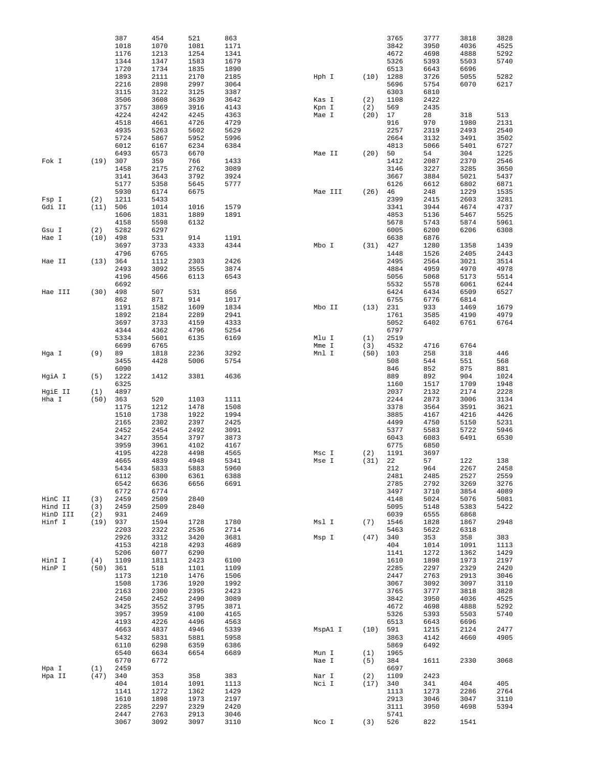```
                387     454     521     863                               3765    3777    3818    3828
                1018    1070    1081    1171                              3842    3950    4036    4525
                1176    1213    1254    1341                              4672    4698    4888    5292
                1344    1347    1583    1679                              5326    5393    5503    5740
                1720    1734    1835    1890                              6513    6643    6696
                1893    2111    2170    2185          Hph I      (10)   1288    3726    5055    5282
                2216    2898    2997    3064                              5696    5754    6070    6217
                3115    3122    3125    3387                              6303    6810
                3506    3608    3639    3642          Kas I      (2)    1108    2422
                3757    3869    3916    4143          Kpn I      (2)    569     2435
                4224    4242    4245    4363          Mae I      (20)   17      28      318     513
                4518    4661    4726    4729                              916     970     1980    2131
                4935    5263    5602    5629                              2257    2319    2493    2540
                5724    5867    5952    5996                              2664    3132    3491    3502
                6012    6167    6234    6384                              4813    5066    5401    6727
                6493    6573    6670                  Mae II     (20)   50      54      304     1225
Fok I     (19)  307     359     766     1433                              1412    2087    2370    2546
                1458    2175    2762    3089                              3146    3227    3285    3650
                3141    3643    3792    3924                              3667    3884    5021    5437
                5177    5358    5645    5777                              6126    6612    6802    6871
                5930    6174    6675                  Mae III    (26)   46      248     1229    1535
Fsp I     (2)   1211    5433                                              2399    2415    2603    3281
Gdi II    (11)  506     1014    1016    1579                              3341    3944    4674    4737
                1606    1831    1889    1891                              4853    5136    5467    5525
                4158    5598    6132                                      5678    5743    5874    5961
Gsu I     (2)   5282    6297                                              6005    6200    6206    6308
Hae I     (10)  498     531     914     1191                              6638    6876
                3697    3733    4333    4344          Mbo I      (31)   427     1280    1358    1439
                4796    6765                                              1448    1526    2405    2443
Hae II    (13)  364     1112    2303    2426                              2495    2564    3021    3514
                2493    3092    3555    3874                              4884    4959    4970    4978
                4196    4566    6113    6543                              5056    5068    5173    5514
                6692                                                      5532    5578    6061    6244
Hae III   (30)  498     507     531     856                               6424    6434    6509    6527
                862     871     914     1017                              6755    6776    6814
                1191    1582    1609    1834          Mbo II     (13)   231     933     1469    1679
                1892    2184    2289    2941                              1761    3585    4190    4979
                3697    3733    4159    4333                              5052    6402    6761    6764
                4344    4362    4796    5254                              6797
                5334    5601    6135    6169          Mlu I      (1)    2519
                6699    6765                          Mme I      (3)    4532    4716    6764
Hga I     (9)   89      1818    2236    3292          Mnl I      (50)   103     258     318     446
                3455    4428    5006    5754                              508     544     551     568
                6090                                                      846     852     875     881
HgiA I    (5)   1222    1412    3381    4636                              889     892     904     1024
                6325                                                      1160    1517    1709    1948
HgiE II   (1)   4897                                                      2037    2132    2174    2228
Hha I     (50)  363     520     1103    1111                              2244    2873    3006    3134
                1175    1212    1478    1508                              3378    3564    3591    3621
                1510    1738    1922    1994                              3885    4167    4216    4426
                2165    2302    2397    2425                              4499    4750    5150    5231
                2452    2454    2492    3091                              5377    5583    5722    5946
                3427    3554    3797    3873                              6043    6083    6491    6530
                3959    3961    4102    4167                              6775    6850
                4195    4228    4498    4565          Msc I      (2)    1191    3697
                4665    4839    4948    5341          Mse I      (31)   22      57      122     138
                5434    5833    5883    5960                              212     964     2267    2458
                6112    6300    6361    6388                              2481    2485    2527    2559
                6542    6636    6656    6691                              2785    2792    3269    3276
                6772    6774                                              3497    3710    3854    4089
HinC II   (3)   2459    2509    2840                                      4148    5024    5076    5081
Hind II   (3)   2459    2509    2840                                      5095    5148    5383    5422
HinD III  (2)   931     2469                                              6039    6555    6868
Hinf I    (19)  937     1594    1728    1780          Msl I      (7)    1546    1828    1867    2948
                2203    2322    2536    2714                              5463    5622    6318
                2926    3312    3420    3681          Msp I      (47)   340     353     358     383
                4153    4218    4293    4689                              404     1014    1091    1113
                5206    6077    6290                                      1141    1272    1362    1429
HinI I    (4)   1109    1811    2423    6100                              1610    1898    1973    2197
HinP I    (50)  361     518     1101    1109                              2285    2297    2329    2420
                1173    1210    1476    1506                              2447    2763    2913    3046
                1508    1736    1920    1992                              3067    3092    3097    3110
                2163    2300    2395    2423                              3765    3777    3818    3828
                2450    2452    2490    3089                              3842    3950    4036    4525
                3425    3552    3795    3871                              4672    4698    4888    5292
                3957    3959    4100    4165                              5326    5393    5503    5740
                4193    4226    4496    4563                              6513    6643    6696
                4663    4837    4946    5339          MspA1 I    (10)   591     1215    2124    2477
                5432    5831    5881    5958                              3863    4142    4660    4905
                6110    6298    6359    6386                              5869    6492
                6540    6634    6654    6689          Mun I      (1)    1965
                6770    6772                          Nae I      (5)    384     1611    2330    3068
Hpa I     (1)   2459                                                      6697
Hpa II    (47)  340     353     358     383           Nar I      (2)    1109    2423
                404     1014    1091    1113          Nci I      (17)   340     341     404     405
                1141    1272    1362    1429                              1113    1273    2286    2764
                1610    1898    1973    2197                              2913    3046    3047    3110
                2285    2297    2329    2420                              3111    3950    4698    5394
                2447    2763    2913    3046                              5741
                3067    3092    3097    3110          Nco I      (3)    526     822     1541
```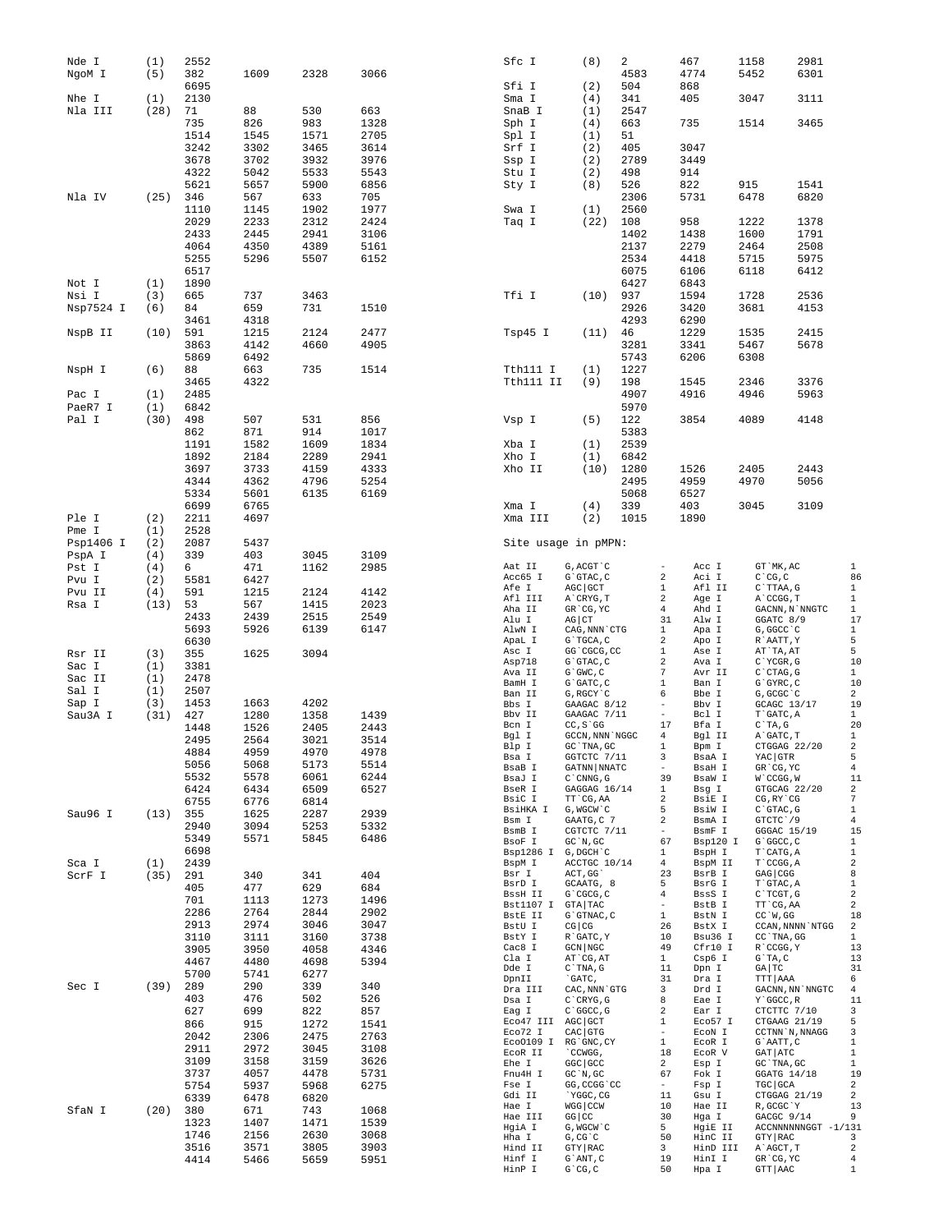```
Nde I       (1)   2552
NgoM I      (5)   382     1609    2328    3066
                  6695
Nhe I       (1)   2130
Nla III     (28)  71      88      530     663
                  735     826     983     1328
                  1514    1545    1571    2705
                  3242    3302    3465    3614
                  3678    3702    3932    3976
                  4322    5042    5533    5543
                  5621    5657    5900    6856
Nla IV      (25)  346     567     633     705
                  1110    1145    1902    1977
                  2029    2233    2312    2424
                  2433    2445    2941    3106
                  4064    4350    4389    5161
                  5255    5296    5507    6152
                  6517
Not I       (1)   1890
Nsi I       (3)   665     737     3463
Nsp7524 I   (6)   84      659     731     1510
                  3461    4318
NspB II     (10)  591     1215    2124    2477
                  3863    4142    4660    4905
                  5869    6492
NspH I      (6)   88      663     735     1514
                  3465    4322
Pac I       (1)   2485
PaeR7 I     (1)   6842
Pal I       (30)  498     507     531     856
                  862     871     914     1017
                  1191    1582    1609    1834
                  1892    2184    2289    2941
                  3697    3733    4159    4333
                  4344    4362    4796    5254
                  5334    5601    6135    6169
                  6699    6765
Ple I       (2)   2211    4697
Pme I       (1)   2528
Psp1406 I   (2)   2087    5437
PspA I      (4)   339     403     3045    3109
Pst I       (4)   6       471     1162    2985
Pvu I       (2)   5581    6427
Pvu II      (4)   591     1215    2124    4142
Rsa I       (13)  53      567     1415    2023
                  2433    2439    2515    2549
                  5693    5926    6139    6147
                  6630
Rsr II      (3)   355     1625    3094
Sac I       (1)   3381
Sac II      (1)   2478
Sal I       (1)   2507
Sap I       (3)   1453    1663    4202
Sau3A I     (31)  427     1280    1358    1439
                  1448    1526    2405    2443
                  2495    2564    3021    3514
                  4884    4959    4970    4978
                  5056    5068    5173    5514
                  5532    5578    6061    6244
                  6424    6434    6509    6527
                  6755    6776    6814
Sau96 I     (13)  355     1625    2287    2939
                  2940    3094    5253    5332
                  5349    5571    5845    6486
                  6698
Sca I       (1)   2439
ScrF I      (35)  291     340     341     404
                  405     477     629     684
                  701     1113    1273    1496
                  2286    2764    2844    2902
                  2913    2974    3046    3047
                  3110    3111    3160    3738
                  3905    3950    4058    4346
                  4467    4480    4698    5394
                  5700    5741    6277
Sec I       (39)  289     290     339     340
                  403     476     502     526
                  627     699     822     857
                  866     915     1272    1541
                  2042    2306    2475    2763
                  2911    2972    3045    3108
                  3109    3158    3159    3626
                  3737    4057    4478    5731
                  5754    5937    5968    6275
                  6339    6478    6820
SfaN I      (20)  380     671     743     1068
                  1323    1407    1471    1539
                  1746    2156    2630    3068
                  3516    3571    3805    3903
                  4414    5466    5659    5951

Sfc I       (8)   2       467     1158    2981
                  4583    4774    5452    6301
Sfi I       (2)   504     868
Sma I       (4)   341     405     3047    3111
SnaB I      (1)   2547
Sph I       (4)   663     735     1514    3465
Spl I       (1)   51
Srf I       (2)   405     3047
Ssp I       (2)   2789    3449
Stu I       (2)   498     914
Sty I       (8)   526     822     915     1541
                  2306    5731    6478    6820
Swa I       (1)   2560
Taq I       (22)  108     958     1222    1378
                  1402    1438    1600    1791
                  2137    2279    2464    2508
                  2534    4418    5715    5975
                  6075    6106    6118    6412
                  6427    6843
Tfi I       (10)  937     1594    1728    2536
                  2926    3420    3681    4153
                  4293    6290
Tsp45 I     (11)  46      1229    1535    2415
                  3281    3341    5467    5678
                  5743    6206    6308
Tth111 I    (1)   1227
Tth111 II   (9)   198     1545    2346    3376
                  4907    4916    4946    5963
                  5970
Vsp I       (5)   122     3854    4089    4148
                  5383
Xba I       (1)   2539
Xho I       (1)   6842
Xho II      (10)  1280    1526    2405    2443
                  2495    4959    4970    5056
                  5068    6527
Xma I       (4)   339     403     3045    3109
Xma III     (2)   1015    1890
```

Site usage in pMPN:

```
Aat II      G,ACGT`C          -      Acc I       GT`MK,AC          1
Acc65 I     G`GTAC,C          2      Aci I       C`CG,C            86
Afe I       AGC|GCT           1      Afl II      C`TTAA,G          1
Afl III     A`CRYG,T          2      Age I       A`CCGG,T          1
Aha II      GR`CG,YC          4      Ahd I       GACNN,N`NNGTC     1
Alu I       AG|CT             31     Alw I       GGATC 8/9         17
AlwN I      CAG,NNN`CTG       1      Apa I       G,GGCC`C          1
ApaL I      G`TGCA,C          2      Apo I       R`AATT,Y          5
Asc I       GG`CGCG,CC        1      Ase I       AT`TA,AT          5
Asp718      G`GTAC,C          2      Ava I       C`YCGR,G          10
Ava II      G`GWC,C           7      Avr II      C`CTAG,G          1
BamH I      G`GATC,C          1      Ban I       G`GYRC,C          10
Ban II      G,RGCY`C          6      Bbe I       G,GCGC`C          2
Bbs I       GAAGAC 8/12       -      Bbv I       GCAGC 13/17       19
Bbv II      GAAGAC 7/11       -      Bcl I       T`GATC,A          1
Bcn I       CC,S`GG           17     Bfa I       C`TA,G            20
Bgl I       GCCN,NNN`NGGC     4      Bgl II      A`GATC,T          1
Blp I       GC`TNA,GC         1      Bpm I       CTGGAG 22/20      2
Bsa I       GGTCTC 7/11       3      BsaA I      YAC|GTR           5
BsaB I      GATNN|NNATC       -      BsaH I      GR`CG,YC          4
BsaJ I      C`CNNG,G          39     BsaW I      W`CCGG,W          11
BseR I      GAGGAG 16/14      1      Bsg I       GTGCAG 22/20      2
BsiC I      TT`CG,AA          2      BsiE I      CG,RY`CG          7
BsiHKA I    G,WGCW`C          5      BsiW I      C`GTAC,G          1
Bsm I       GAATG,C 7         2      BsmA I      GTCTC`/9          4
BsmB I      CGTCTC 7/11       -      BsmF I      GGGAC 15/19       15
BsoF I      GC`N,GC           67     Bsp120 I    G`GGCC,C          1
Bsp1286 I   G,DGCH`C          8      BspH I      T`CATG,A          1
BspM I      ACCTGC 10/14      4      BspM II     T`CCGG,A          2
Bsr I       ACT,GG`           23     BsrB I      GAG|CGG           8
BsrD I      GCAATG, 8         5      BsrG I      T`GTAC,A          1
BssH II     G`CGCG,C          4      BssS I      C`TCGT,G          2
Bst1107 I   GTA|TAC           -      BstB I      TT`CG,AA          2
BstE II     G`GTNAC,C         1      BstN I      CC`W,GG           18
BstU I      CG|CG             26     BstX I      CCAN,NNNN`NTGG    2
BstY I      R`GATC,Y          10     Bsu36 I     CC`TNA,GG         1
Cac8 I      GCN|NGC           49     Cfr10 I     R`CCGG,Y          13
Cla I       AT`CG,AT          1      Csp6 I      G`TA,C            13
Dde I       C`TNA,G           11     Dpn I       GA|TC             31
DpnII       `GATC,            31     Dra I       TTT|AAA           6
Dra III     CAC,NNN`GTG       3      Drd I       GACNN,NN`NNGTC    4
Dsa I       C`CRYG,G          8      Eae I       Y`GGCC,R          11
Eag I       C`GGCC,G          2      Ear I       CTCTTC 7/10       3
Eco47 III   AGC|GCT           1      Eco57 I     CTGAAG 21/19      5
Eco72 I     CAC|GTG           -      EcoN I      CCTNN`N,NNAGG     3
EcoO109 I   RG`GNC,CY         1      EcoR I      G`AATT,C          1
EcoR II     `CCWGG,           18     EcoR V      GAT|ATC           1
Ehe I       GGC|GCC           2      Esp I       GC`TNA,GC         1
Fnu4H I     GC`N,GC           67     Fok I       GGATG 14/18       19
Fse I       GG,CCGG`CC        -      Fsp I       TGC|GCA           2
Gdi II      `YGGC,CG          11     Gsu I       CTGGAG 21/19      2
Hae I       WGG|CCW           10     Hae II      R,GCGC`Y          13
Hae III     GG|CC             30     Hga I       GACGC 9/14        9
HgiA I      G,WGCW`C          5      HgiE II     ACCNNNNNNGGT -1/131
Hha I       G,CG`C            50     HinC II     GTY|RAC           3
Hind II     GTY|RAC           3      HinD III    A`AGCT,T          2
Hinf I      G`ANT,C           19     HinI I      GR`CG,YC          4
HinP I      G`CG,C            50     Hpa I       GTT|AAC           1
```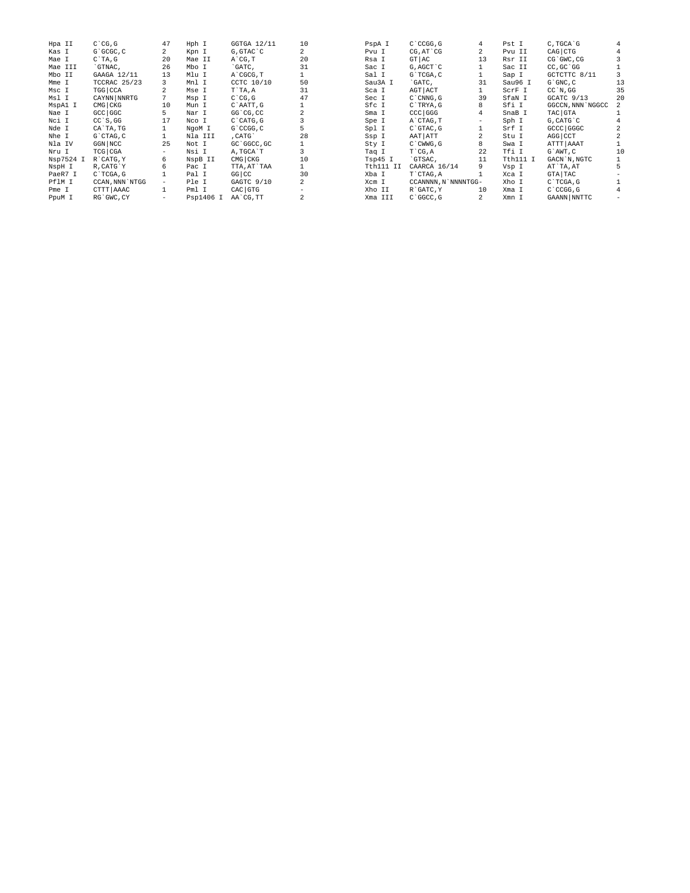| | | | | | | | | | | | |
|---|---|---|---|---|---|---|---|---|---|---|---|
| Hpa II | C`CG,G | 47 | Hph I | GGTGA 12/11 | 10 | PspA I | C`CCGG,G | 4 | Pst I | C,TGCA`G | 4 |
| Kas I | G`GCGC,C | 2 | Kpn I | G,GTAC`C | 2 | Pvu I | CG,AT`CG | 2 | Pvu II | CAG\|CTG | 4 |
| Mae I | C`TA,G | 20 | Mae II | A`CG,T | 20 | Rsa I | GT\|AC | 13 | Rsr II | CG`GWC,CG | 3 |
| Mae III | `GTNAC, | 26 | Mbo I | `GATC, | 31 | Sac I | G,AGCT`C | 1 | Sac II | CC,GC`GG | 1 |
| Mbo II | GAAGA 12/11 | 13 | Mlu I | A`CGCG,T | 1 | Sal I | G`TCGA,C | 1 | Sap I | GCTCTTC 8/11 | 3 |
| Mme I | TCCRAC 25/23 | 3 | Mnl I | CCTC 10/10 | 50 | Sau3A I | `GATC, | 31 | Sau96 I | G`GNC,C | 13 |
| Msc I | TGG\|CCA | 2 | Mse I | T`TA,A | 31 | Sca I | AGT\|ACT | 1 | ScrF I | CC`N,GG | 35 |
| Msl I | CAYNN\|NNRTG | 7 | Msp I | C`CG,G | 47 | Sec I | C`CNNG,G | 39 | SfaN I | GCATC 9/13 | 20 |
| MspA1 I | CMG\|CKG | 10 | Mun I | C`AATT,G | 1 | Sfc I | C`TRYA,G | 8 | Sfi I | GGCCN,NNN`NGGCC | 2 |
| Nae I | GCC\|GGC | 5 | Nar I | GG`CG,CC | 2 | Sma I | CCC\|GGG | 4 | SnaB I | TAC\|GTA | 1 |
| Nci I | CC`S,GG | 17 | Nco I | C`CATG,G | 3 | Spe I | A`CTAG,T | - | Sph I | G,CATG`C | 4 |
| Nde I | CA`TA,TG | 1 | NgoM I | G`CCGG,C | 5 | Spl I | C`GTAC,G | 1 | Srf I | GCCC\|GGGC | 2 |
| Nhe I | G`CTAG,C | 1 | Nla III | ,CATG` | 28 | Ssp I | AAT\|ATT | 2 | Stu I | AGG\|CCT | 2 |
| Nla IV | GGN\|NCC | 25 | Not I | GC`GGCC,GC | 1 | Sty I | C`CWWG,G | 8 | Swa I | ATTT\|AAAT | 1 |
| Nru I | TCG\|CGA | - | Nsi I | A,TGCA`T | 3 | Taq I | T`CG,A | 22 | Tfi I | G`AWT,C | 10 |
| Nsp7524 I | R`CATG,Y | 6 | NspB II | CMG\|CKG | 10 | Tsp45 I | `GTSAC, | 11 | Tth111 I | GACN`N,NGTC | 1 |
| NspH I | R,CATG`Y | 6 | Pac I | TTA,AT`TAA | 1 | Tth111 II | CAARCA 16/14 | 9 | Vsp I | AT`TA,AT | 5 |
| PaeR7 I | C`TCGA,G | 1 | Pal I | GG\|CC | 30 | Xba I | T`CTAG,A | 1 | Xca I | GTA\|TAC | - |
| PflM I | CCAN,NNN`NTGG | - | Ple I | GAGTC 9/10 | 2 | Xcm I | CCANNNN,N`NNNNTGG | - | Xho I | C`TCGA,G | 1 |
| Pme I | CTTT\|AAAC | 1 | Pml I | CAC\|GTG | - | Xho II | R`GATC,Y | 10 | Xma I | C`CCGG,G | 4 |
| PpuM I | RG`GWC,CY | - | Psp1406 I | AA`CG,TT | 2 | Xma III | C`GGCC,G | 2 | Xmn I | GAANN\|NNTTC | - |